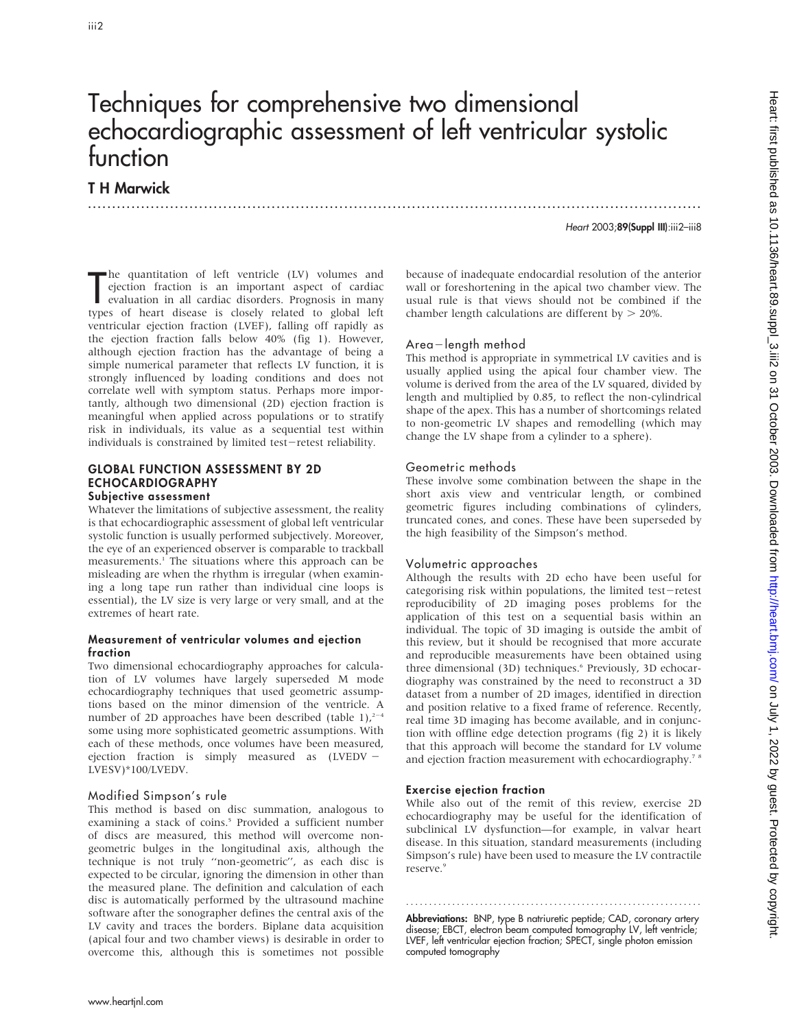# Techniques for comprehensive two dimensional echocardiographic assessment of left ventricular systolic function

**T H Marwick**

The quantitation of left ventricle (LV) volumes and ejection fraction is an important aspect of cardiac evaluation in all cardiac disorders. Prognosis in many types of heart disease is closely related to global left ventricular ejection fraction (LVEF), falling off rapidly as the ejection fraction falls below 40% (fig 1). However, although ejection fraction has the advantage of being a simple numerical parameter that reflects LV function, it is strongly influenced by loading conditions and does not correlate well with symptom status. Perhaps more importantly, although two dimensional (2D) ejection fraction is meaningful when applied across populations or to stratify risk in individuals, its value as a sequential test within individuals is constrained by limited test−retest reliability.

## GLOBAL FUNCTION ASSESSMENT BY 2D ECHOCARDIOGRAPHY

### Subjective assessment

Whatever the limitations of subjective assessment, the reality is that echocardiographic assessment of global left ventricular systolic function is usually performed subjectively. Moreover, the eye of an experienced observer is comparable to trackball measurements.[1] The situations where this approach can be misleading are when the rhythm is irregular (when examining a long tape run rather than individual cine loops is essential), the LV size is very large or very small, and at the extremes of heart rate.

### Measurement of ventricular volumes and ejection fraction

Two dimensional echocardiography approaches for calculation of LV volumes have largely superseded M mode echocardiography techniques that used geometric assumptions based on the minor dimension of the ventricle. A number of 2D approaches have been described (table 1),[2–4] some using more sophisticated geometric assumptions. With each of these methods, once volumes have been measured, ejection fraction is simply measured as (LVEDV − LVESV)*100/LVEDV.

#### Modified Simpson's rule

This method is based on disc summation, analogous to examining a stack of coins.[5] Provided a sufficient number of discs are measured, this method will overcome non-geometric bulges in the longitudinal axis, although the technique is not truly "non-geometric", as each disc is expected to be circular, ignoring the dimension in other than the measured plane. The definition and calculation of each disc is automatically performed by the ultrasound machine software after the sonographer defines the central axis of the LV cavity and traces the borders. Biplane data acquisition (apical four and two chamber views) is desirable in order to overcome this, although this is sometimes not possible because of inadequate endocardial resolution of the anterior wall or foreshortening in the apical two chamber view. The usual rule is that views should not be combined if the chamber length calculations are different by > 20%.

#### Area−length method

This method is appropriate in symmetrical LV cavities and is usually applied using the apical four chamber view. The volume is derived from the area of the LV squared, divided by length and multiplied by 0.85, to reflect the non-cylindrical shape of the apex. This has a number of shortcomings related to non-geometric LV shapes and remodelling (which may change the LV shape from a cylinder to a sphere).

#### Geometric methods

These involve some combination between the shape in the short axis view and ventricular length, or combined geometric figures including combinations of cylinders, truncated cones, and cones. These have been superseded by the high feasibility of the Simpson's method.

#### Volumetric approaches

Although the results with 2D echo have been useful for categorising risk within populations, the limited test−retest reproducibility of 2D imaging poses problems for the application of this test on a sequential basis within an individual. The topic of 3D imaging is outside the ambit of this review, but it should be recognised that more accurate and reproducible measurements have been obtained using three dimensional (3D) techniques.[6] Previously, 3D echocardiography was constrained by the need to reconstruct a 3D dataset from a number of 2D images, identified in direction and position relative to a fixed frame of reference. Recently, real time 3D imaging has become available, and in conjunction with offline edge detection programs (fig 2) it is likely that this approach will become the standard for LV volume and ejection fraction measurement with echocardiography.[7 8]

### Exercise ejection fraction

While also out of the remit of this review, exercise 2D echocardiography may be useful for the identification of subclinical LV dysfunction—for example, in valvar heart disease. In this situation, standard measurements (including Simpson's rule) have been used to measure the LV contractile reserve.[9]

**Abbreviations:** BNP, type B natriuretic peptide; CAD, coronary artery disease; EBCT, electron beam computed tomography LV, left ventricle; LVEF, left ventricular ejection fraction; SPECT, single photon emission computed tomography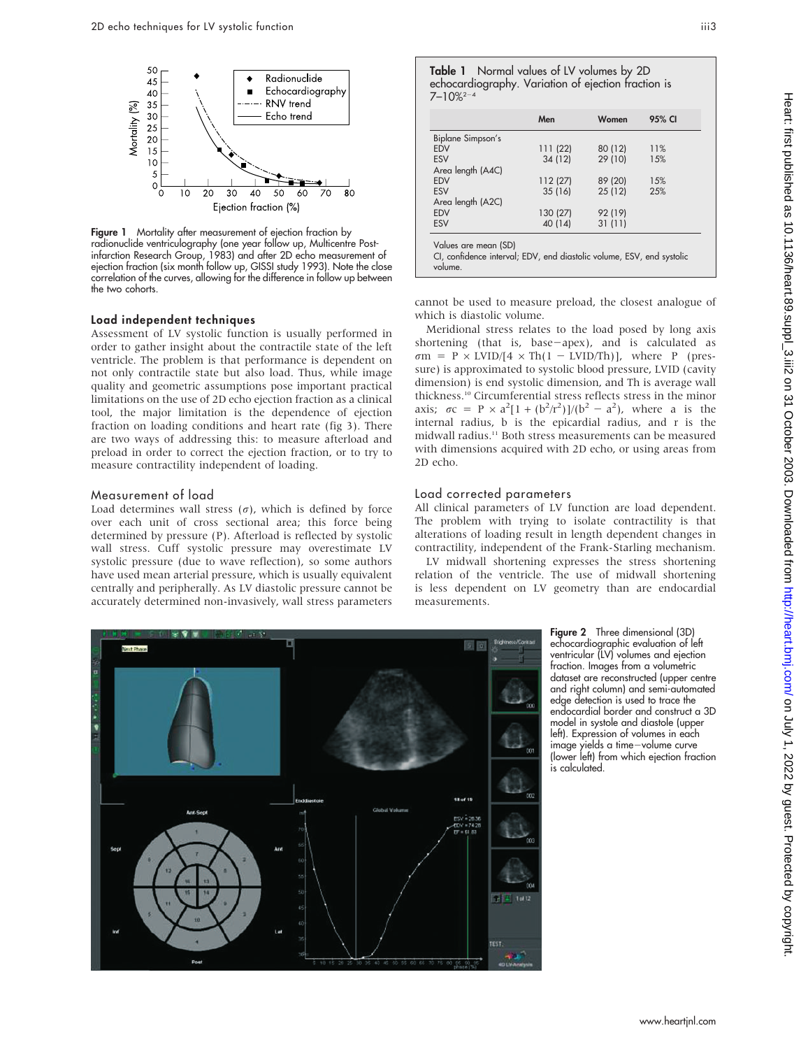Figure 1 Mortality after measurement of ejection fraction by radionuclide ventriculography (one year follow up, Multicentre Post-infarction Research Group, 1983) and after 2D echo measurement of ejection fraction (six month follow up, GISSI study 1993). Note the close correlation of the curves, allowing for the difference in follow up between the two cohorts.

**Table 1** Normal values of LV volumes by 2D echocardiography. Variation of ejection fraction is 7–10%[2–4]

| | Men | Women | 95% CI |
|---|---|---|---|
| Biplane Simpson's | | | |
| EDV | 111 (22) | 80 (12) | 11% |
| ESV | 34 (12) | 29 (10) | 15% |
| Area length (A4C) | | | |
| EDV | 112 (27) | 89 (20) | 15% |
| ESV | 35 (16) | 25 (12) | 25% |
| Area length (A2C) | | | |
| EDV | 130 (27) | 92 (19) | |
| ESV | 40 (14) | 31 (11) | |

Values are mean (SD)
CI, confidence interval; EDV, end diastolic volume, ESV, end systolic volume.

## Load independent techniques

Assessment of LV systolic function is usually performed in order to gather insight about the contractile state of the left ventricle. The problem is that performance is dependent on not only contractile state but also load. Thus, while image quality and geometric assumptions pose important practical limitations on the use of 2D echo ejection fraction as a clinical tool, the major limitation is the dependence of ejection fraction on loading conditions and heart rate (fig 3). There are two ways of addressing this: to measure afterload and preload in order to correct the ejection fraction, or to try to measure contractility independent of loading.

### Measurement of load

Load determines wall stress ($\sigma$), which is defined by force over each unit of cross sectional area; this force being determined by pressure (P). Afterload is reflected by systolic wall stress. Cuff systolic pressure may overestimate LV systolic pressure (due to wave reflection), so some authors have used mean arterial pressure, which is usually equivalent centrally and peripherally. As LV diastolic pressure cannot be accurately determined non-invasively, wall stress parameters cannot be used to measure preload, the closest analogue of which is diastolic volume.

Meridional stress relates to the load posed by long axis shortening (that is, base−apex), and is calculated as $\sigma m = P \times LVID/[4 \times Th(1 - LVID/Th)]$, where P (pressure) is approximated to systolic blood pressure, LVID (cavity dimension) is end systolic dimension, and Th is average wall thickness.[10] Circumferential stress reflects stress in the minor axis; $\sigma c = P \times a^2[1 + (b^2/r^2)]/(b^2 - a^2)$, where a is the internal radius, b is the epicardial radius, and r is the midwall radius.[11] Both stress measurements can be measured with dimensions acquired with 2D echo, or using areas from 2D echo.

### Load corrected parameters

All clinical parameters of LV function are load dependent. The problem with trying to isolate contractility is that alterations of loading result in length dependent changes in contractility, independent of the Frank-Starling mechanism.

LV midwall shortening expresses the stress shortening relation of the ventricle. The use of midwall shortening is less dependent on LV geometry than are endocardial measurements.

**Figure 2** Three dimensional (3D) echocardiographic evaluation of left ventricular (LV) volumes and ejection fraction. Images from a volumetric dataset are reconstructed (upper centre and right column) and semi-automated edge detection is used to trace the endocardial border and construct a 3D model in systole and diastole (upper left). Expression of volumes in each image yields a time−volume curve (lower left) from which ejection fraction is calculated.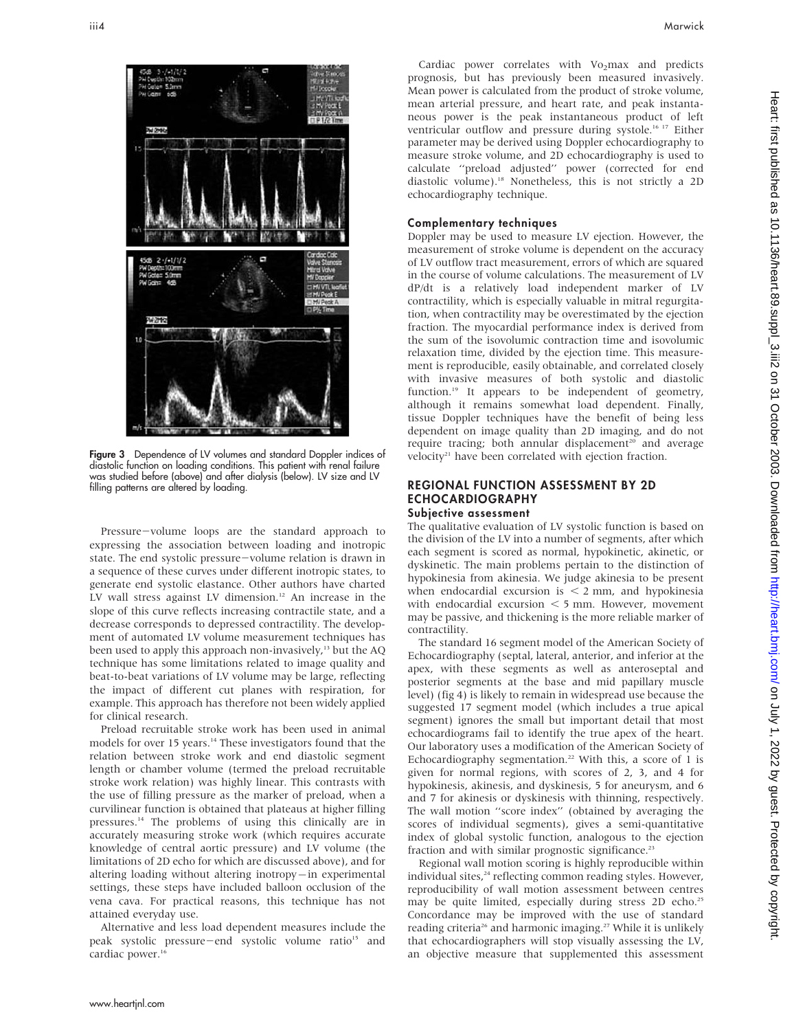Figure 3 Dependence of LV volumes and standard Doppler indices of diastolic function on loading conditions. This patient with renal failure was studied before (above) and after dialysis (below). LV size and LV filling patterns are altered by loading.

Pressure−volume loops are the standard approach to expressing the association between loading and inotropic state. The end systolic pressure−volume relation is drawn in a sequence of these curves under different inotropic states, to generate end systolic elastance. Other authors have charted LV wall stress against LV dimension.[12] An increase in the slope of this curve reflects increasing contractile state, and a decrease corresponds to depressed contractility. The development of automated LV volume measurement techniques has been used to apply this approach non-invasively,[13] but the AQ technique has some limitations related to image quality and beat-to-beat variations of LV volume may be large, reflecting the impact of different cut planes with respiration, for example. This approach has therefore not been widely applied for clinical research.

Preload recruitable stroke work has been used in animal models for over 15 years.[14] These investigators found that the relation between stroke work and end diastolic segment length or chamber volume (termed the preload recruitable stroke work relation) was highly linear. This contrasts with the use of filling pressure as the marker of preload, when a curvilinear function is obtained that plateaus at higher filling pressures.[14] The problems of using this clinically are in accurately measuring stroke work (which requires accurate knowledge of central aortic pressure) and LV volume (the limitations of 2D echo for which are discussed above), and for altering loading without altering inotropy—in experimental settings, these steps have included balloon occlusion of the vena cava. For practical reasons, this technique has not attained everyday use.

Alternative and less load dependent measures include the peak systolic pressure−end systolic volume ratio[15] and cardiac power.[16]

Cardiac power correlates with $Vo_2$max and predicts prognosis, but has previously been measured invasively. Mean power is calculated from the product of stroke volume, mean arterial pressure, and heart rate, and peak instantaneous power is the peak instantaneous product of left ventricular outflow and pressure during systole.[16 17] Either parameter may be derived using Doppler echocardiography to measure stroke volume, and 2D echocardiography is used to calculate "preload adjusted" power (corrected for end diastolic volume).[18] Nonetheless, this is not strictly a 2D echocardiography technique.

### Complementary techniques

Doppler may be used to measure LV ejection. However, the measurement of stroke volume is dependent on the accuracy of LV outflow tract measurement, errors of which are squared in the course of volume calculations. The measurement of LV dP/dt is a relatively load independent marker of LV contractility, which is especially valuable in mitral regurgitation, when contractility may be overestimated by the ejection fraction. The myocardial performance index is derived from the sum of the isovolumic contraction time and isovolumic relaxation time, divided by the ejection time. This measurement is reproducible, easily obtainable, and correlated closely with invasive measures of both systolic and diastolic function.[19] It appears to be independent of geometry, although it remains somewhat load dependent. Finally, tissue Doppler techniques have the benefit of being less dependent on image quality than 2D imaging, and do not require tracing; both annular displacement[20] and average velocity[21] have been correlated with ejection fraction.

## REGIONAL FUNCTION ASSESSMENT BY 2D ECHOCARDIOGRAPHY

### Subjective assessment

The qualitative evaluation of LV systolic function is based on the division of the LV into a number of segments, after which each segment is scored as normal, hypokinetic, akinetic, or dyskinetic. The main problems pertain to the distinction of hypokinesia from akinesia. We judge akinesia to be present when endocardial excursion is $< 2$ mm, and hypokinesia with endocardial excursion $< 5$ mm. However, movement may be passive, and thickening is the more reliable marker of contractility.

The standard 16 segment model of the American Society of Echocardiography (septal, lateral, anterior, and inferior at the apex, with these segments as well as anteroseptal and posterior segments at the base and mid papillary muscle level) (fig 4) is likely to remain in widespread use because the suggested 17 segment model (which includes a true apical segment) ignores the small but important detail that most echocardiograms fail to identify the true apex of the heart. Our laboratory uses a modification of the American Society of Echocardiography segmentation.[22] With this, a score of 1 is given for normal regions, with scores of 2, 3, and 4 for hypokinesis, akinesis, and dyskinesis, 5 for aneurysm, and 6 and 7 for akinesis or dyskinesis with thinning, respectively. The wall motion "score index" (obtained by averaging the scores of individual segments), gives a semi-quantitative index of global systolic function, analogous to the ejection fraction and with similar prognostic significance.[23]

Regional wall motion scoring is highly reproducible within individual sites,[24] reflecting common reading styles. However, reproducibility of wall motion assessment between centres may be quite limited, especially during stress 2D echo.[25] Concordance may be improved with the use of standard reading criteria[26] and harmonic imaging.[27] While it is unlikely that echocardiographers will stop visually assessing the LV, an objective measure that supplemented this assessment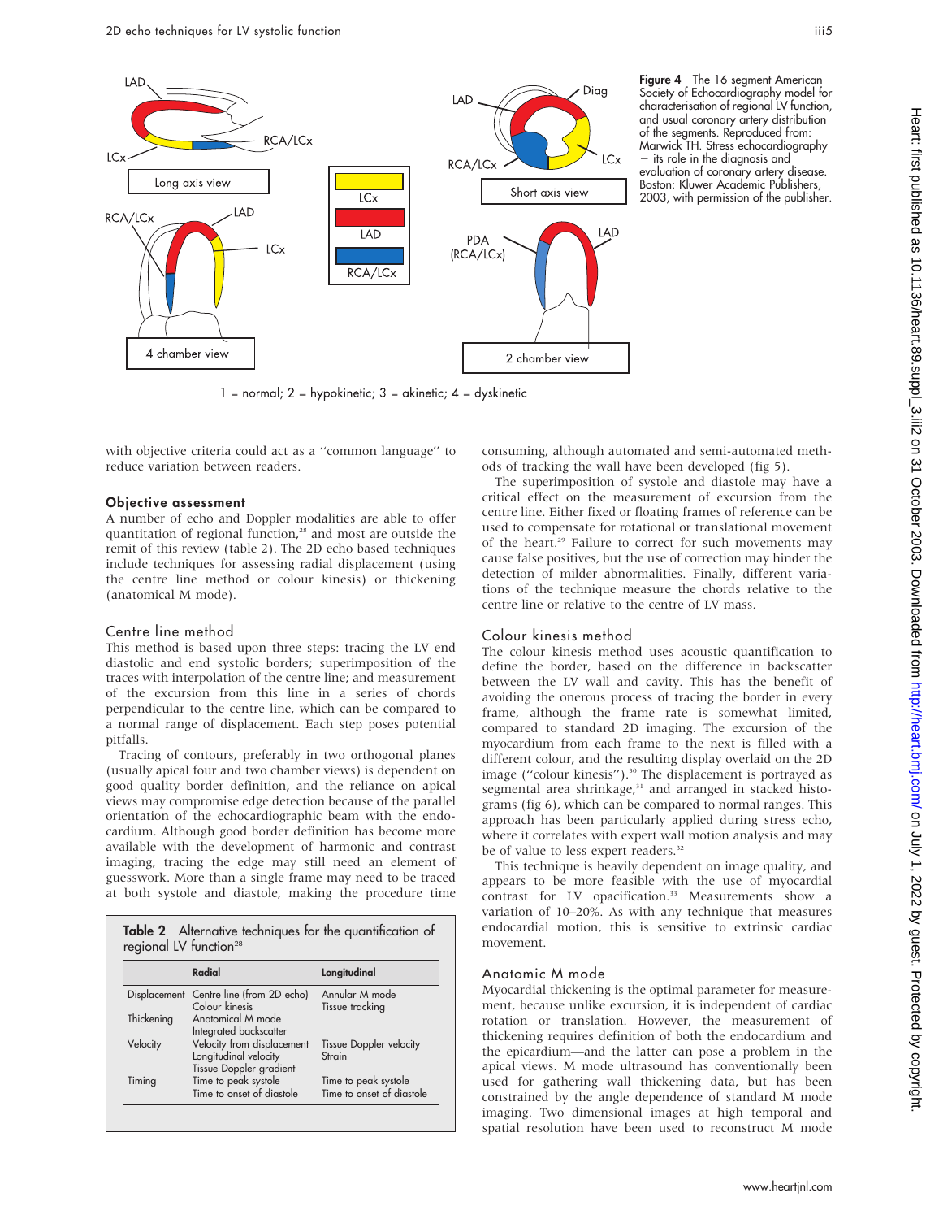Figure 4 The 16 segment American Society of Echocardiography model for characterisation of regional LV function, and usual coronary artery distribution of the segments. Reproduced from: Marwick TH. Stress echocardiography — its role in the diagnosis and evaluation of coronary artery disease. Boston: Kluwer Academic Publishers, 2003, with permission of the publisher.

1 = normal; 2 = hypokinetic; 3 = akinetic; 4 = dyskinetic

with objective criteria could act as a "common language" to reduce variation between readers.

### Objective assessment

A number of echo and Doppler modalities are able to offer quantitation of regional function,[28] and most are outside the remit of this review (table 2). The 2D echo based techniques include techniques for assessing radial displacement (using the centre line method or colour kinesis) or thickening (anatomical M mode).

### Centre line method

This method is based upon three steps: tracing the LV end diastolic and end systolic borders; superimposition of the traces with interpolation of the centre line; and measurement of the excursion from this line in a series of chords perpendicular to the centre line, which can be compared to a normal range of displacement. Each step poses potential pitfalls.

Tracing of contours, preferably in two orthogonal planes (usually apical four and two chamber views) is dependent on good quality border definition, and the reliance on apical views may compromise edge detection because of the parallel orientation of the echocardiographic beam with the endocardium. Although good border definition has become more available with the development of harmonic and contrast imaging, tracing the edge may still need an element of guesswork. More than a single frame may need to be traced at both systole and diastole, making the procedure time consuming, although automated and semi-automated methods of tracking the wall have been developed (fig 5).

The superimposition of systole and diastole may have a critical effect on the measurement of excursion from the centre line. Either fixed or floating frames of reference can be used to compensate for rotational or translational movement of the heart.[29] Failure to correct for such movements may cause false positives, but the use of correction may hinder the detection of milder abnormalities. Finally, different variations of the technique measure the chords relative to the centre line or relative to the centre of LV mass.

Table 2 Alternative techniques for the quantification of regional LV function[28]

| | Radial | Longitudinal |
|---|---|---|
| Displacement | Centre line (from 2D echo)<br>Colour kinesis | Annular M mode<br>Tissue tracking |
| Thickening | Anatomical M mode<br>Integrated backscatter | |
| Velocity | Velocity from displacement<br>Longitudinal velocity<br>Tissue Doppler gradient | Tissue Doppler velocity<br>Strain |
| Timing | Time to peak systole<br>Time to onset of diastole | Time to peak systole<br>Time to onset of diastole |

### Colour kinesis method

The colour kinesis method uses acoustic quantification to define the border, based on the difference in backscatter between the LV wall and cavity. This has the benefit of avoiding the onerous process of tracing the border in every frame, although the frame rate is somewhat limited, compared to standard 2D imaging. The excursion of the myocardium from each frame to the next is filled with a different colour, and the resulting display overlaid on the 2D image ("colour kinesis").[30] The displacement is portrayed as segmental area shrinkage,[31] and arranged in stacked histograms (fig 6), which can be compared to normal ranges. This approach has been particularly applied during stress echo, where it correlates with expert wall motion analysis and may be of value to less expert readers.[32]

This technique is heavily dependent on image quality, and appears to be more feasible with the use of myocardial contrast for LV opacification.[33] Measurements show a variation of 10–20%. As with any technique that measures endocardial motion, this is sensitive to extrinsic cardiac movement.

### Anatomic M mode

Myocardial thickening is the optimal parameter for measurement, because unlike excursion, it is independent of cardiac rotation or translation. However, the measurement of thickening requires definition of both the endocardium and the epicardium—and the latter can pose a problem in the apical views. M mode ultrasound has conventionally been used for gathering wall thickening data, but has been constrained by the angle dependence of standard M mode imaging. Two dimensional images at high temporal and spatial resolution have been used to reconstruct M mode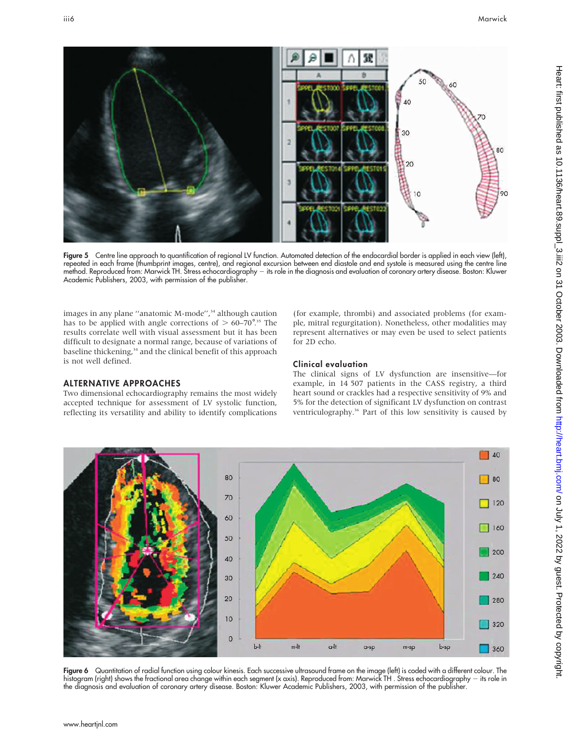Figure 5 Centre line approach to quantification of regional LV function. Automated detection of the endocardial border is applied in each view (left), repeated in each frame (thumbprint images, centre), and regional excursion between end diastole and end systole is measured using the centre line method. Reproduced from: Marwick TH. Stress echocardiography – its role in the diagnosis and evaluation of coronary artery disease. Boston: Kluwer Academic Publishers, 2003, with permission of the publisher.

images in any plane "anatomic M-mode",[34] although caution has to be applied with angle corrections of > 60–70°.[35] The results correlate well with visual assessment but it has been difficult to designate a normal range, because of variations of baseline thickening,[34] and the clinical benefit of this approach is not well defined.

## ALTERNATIVE APPROACHES

Two dimensional echocardiography remains the most widely accepted technique for assessment of LV systolic function, reflecting its versatility and ability to identify complications (for example, thrombi) and associated problems (for example, mitral regurgitation). Nonetheless, other modalities may represent alternatives or may even be used to select patients for 2D echo.

### Clinical evaluation

The clinical signs of LV dysfunction are insensitive—for example, in 14 507 patients in the CASS registry, a third heart sound or crackles had a respective sensitivity of 9% and 5% for the detection of significant LV dysfunction on contrast ventriculography.[36] Part of this low sensitivity is caused by

Figure 6 Quantitation of radial function using colour kinesis. Each successive ultrasound frame on the image (left) is coded with a different colour. The histogram (right) shows the fractional area change within each segment (x axis). Reproduced from: Marwick TH . Stress echocardiography – its role in the diagnosis and evaluation of coronary artery disease. Boston: Kluwer Academic Publishers, 2003, with permission of the publisher.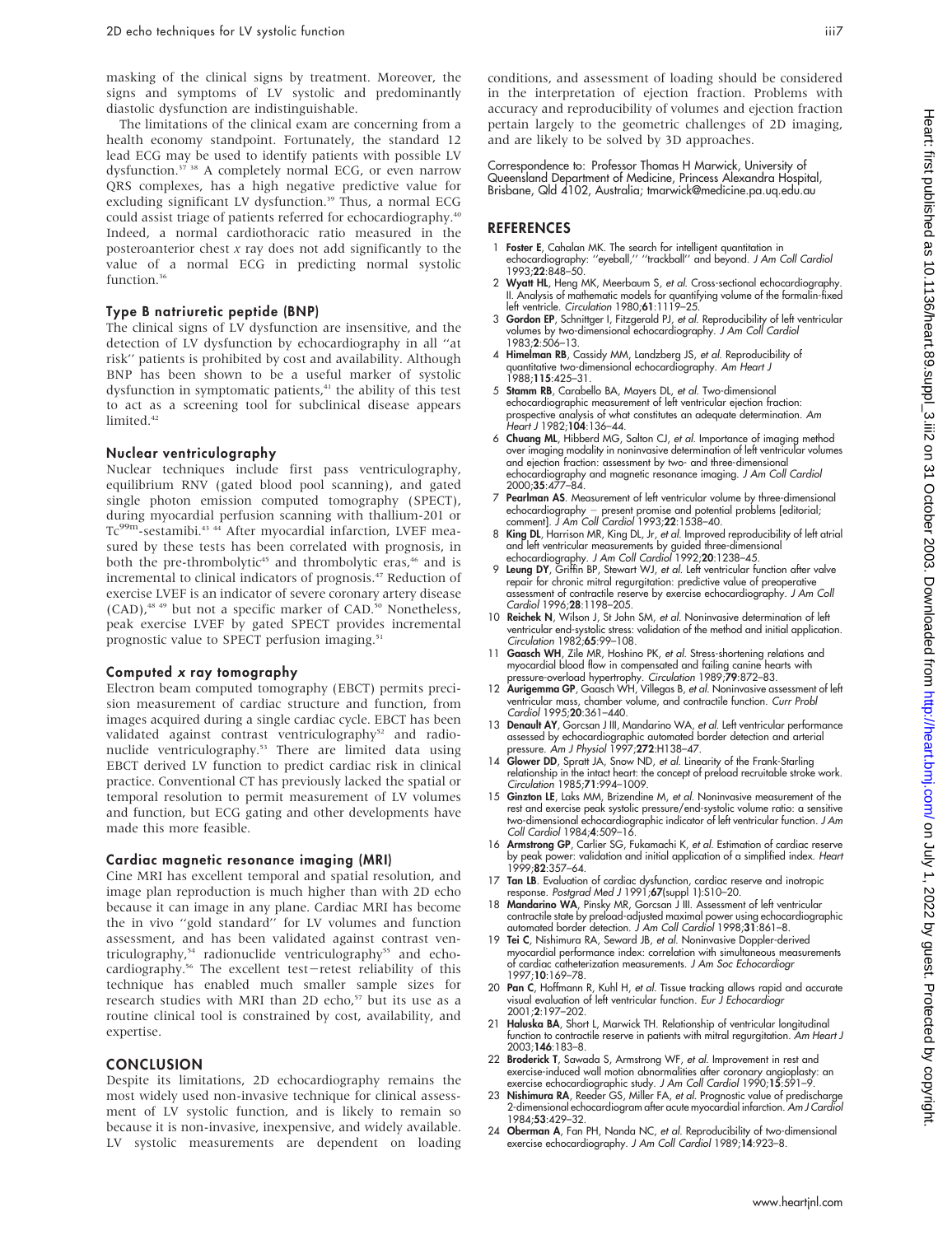masking of the clinical signs by treatment. Moreover, the signs and symptoms of LV systolic and predominantly diastolic dysfunction are indistinguishable.

The limitations of the clinical exam are concerning from a health economy standpoint. Fortunately, the standard 12 lead ECG may be used to identify patients with possible LV dysfunction.[37 38] A completely normal ECG, or even narrow QRS complexes, has a high negative predictive value for excluding significant LV dysfunction.[39] Thus, a normal ECG could assist triage of patients referred for echocardiography.[40] Indeed, a normal cardiothoracic ratio measured in the posteroanterior chest *x* ray does not add significantly to the value of a normal ECG in predicting normal systolic function.[36]

### Type B natriuretic peptide (BNP)

The clinical signs of LV dysfunction are insensitive, and the detection of LV dysfunction by echocardiography in all ''at risk'' patients is prohibited by cost and availability. Although BNP has been shown to be a useful marker of systolic dysfunction in symptomatic patients,[41] the ability of this test to act as a screening tool for subclinical disease appears limited.[42]

### Nuclear ventriculography

Nuclear techniques include first pass ventriculography, equilibrium RNV (gated blood pool scanning), and gated single photon emission computed tomography (SPECT), during myocardial perfusion scanning with thallium-201 or $Tc^{99m}$-sestamibi.[43 44] After myocardial infarction, LVEF measured by these tests has been correlated with prognosis, in both the pre-thrombolytic[45] and thrombolytic eras,[46] and is incremental to clinical indicators of prognosis.[47] Reduction of exercise LVEF is an indicator of severe coronary artery disease (CAD),[48 49] but not a specific marker of CAD.[50] Nonetheless, peak exercise LVEF by gated SPECT provides incremental prognostic value to SPECT perfusion imaging.[51]

### Computed *x* ray tomography

Electron beam computed tomography (EBCT) permits precision measurement of cardiac structure and function, from images acquired during a single cardiac cycle. EBCT has been validated against contrast ventriculography[52] and radionuclide ventriculography.[53] There are limited data using EBCT derived LV function to predict cardiac risk in clinical practice. Conventional CT has previously lacked the spatial or temporal resolution to permit measurement of LV volumes and function, but ECG gating and other developments have made this more feasible.

### Cardiac magnetic resonance imaging (MRI)

Cine MRI has excellent temporal and spatial resolution, and image plan reproduction is much higher than with 2D echo because it can image in any plane. Cardiac MRI has become the in vivo ''gold standard'' for LV volumes and function assessment, and has been validated against contrast ventriculography,[54] radionuclide ventriculography[55] and echocardiography.[56] The excellent test−retest reliability of this technique has enabled much smaller sample sizes for research studies with MRI than 2D echo,[57] but its use as a routine clinical tool is constrained by cost, availability, and expertise.

## CONCLUSION

Despite its limitations, 2D echocardiography remains the most widely used non-invasive technique for clinical assessment of LV systolic function, and is likely to remain so because it is non-invasive, inexpensive, and widely available. LV systolic measurements are dependent on loading conditions, and assessment of loading should be considered in the interpretation of ejection fraction. Problems with accuracy and reproducibility of volumes and ejection fraction pertain largely to the geometric challenges of 2D imaging, and are likely to be solved by 3D approaches.

Correspondence to: Professor Thomas H Marwick, University of Queensland Department of Medicine, Princess Alexandra Hospital, Brisbane, Qld 4102, Australia; tmarwick@medicine.pa.uq.edu.au

## REFERENCES

1. **Foster E**, Cahalan MK. The search for intelligent quantitation in echocardiography: ''eyeball,'' ''trackball'' and beyond. *J Am Coll Cardiol* 1993;**22**:848–50.
2. **Wyatt HL**, Heng MK, Meerbaum S, *et al*. Cross-sectional echocardiography. II. Analysis of mathematic models for quantifying volume of the formalin-fixed left ventricle. *Circulation* 1980;**61**:1119–25.
3. **Gordon EP**, Schnittger I, Fitzgerald PJ, *et al*. Reproducibility of left ventricular volumes by two-dimensional echocardiography. *J Am Coll Cardiol* 1983;**2**:506–13.
4. **Himelman RB**, Cassidy MM, Landzberg JS, *et al*. Reproducibility of quantitative two-dimensional echocardiography. *Am Heart J* 1988;**115**:425–31.
5. **Stamm RB**, Carabello BA, Mayers DL, *et al*. Two-dimensional echocardiographic measurement of left ventricular ejection fraction: prospective analysis of what constitutes an adequate determination. *Am Heart J* 1982;**104**:136–44.
6. **Chuang ML**, Hibberd MG, Salton CJ, *et al*. Importance of imaging method over imaging modality in noninvasive determination of left ventricular volumes and ejection fraction: assessment by two- and three-dimensional echocardiography and magnetic resonance imaging. *J Am Coll Cardiol* 2000;**35**:477–84.
7. **Pearlman AS**. Measurement of left ventricular volume by three-dimensional echocardiography − present promise and potential problems [editorial; comment]. *J Am Coll Cardiol* 1993;**22**:1538–40.
8. **King DL**, Harrison MR, King DL, Jr, *et al*. Improved reproducibility of left atrial and left ventricular measurements by guided three-dimensional echocardiography. *J Am Coll Cardiol* 1992;**20**:1238–45.
9. **Leung DY**, Griffin BP, Stewart WJ, *et al*. Left ventricular function after valve repair for chronic mitral regurgitation: predictive value of preoperative assessment of contractile reserve by exercise echocardiography. *J Am Coll Cardiol* 1996;**28**:1198–205.
10. **Reichek N**, Wilson J, St John SM, *et al*. Noninvasive determination of left ventricular end-systolic stress: validation of the method and initial application. *Circulation* 1982;**65**:99–108.
11. **Gaasch WH**, Zile MR, Hoshino PK, *et al*. Stress-shortening relations and myocardial blood flow in compensated and failing canine hearts with pressure-overload hypertrophy. *Circulation* 1989;**79**:872–83.
12. **Aurigemma GP**, Gaasch WH, Villegas B, *et al*. Noninvasive assessment of left ventricular mass, chamber volume, and contractile function. *Curr Probl Cardiol* 1995;**20**:361–440.
13. **Denault AY**, Gorcsan J III, Mandarino WA, *et al*. Left ventricular performance assessed by echocardiographic automated border detection and arterial pressure. *Am J Physiol* 1997;**272**:H138–47.
14. **Glower DD**, Spratt JA, Snow ND, *et al*. Linearity of the Frank-Starling relationship in the intact heart: the concept of preload recruitable stroke work. *Circulation* 1985;**71**:994–1009.
15. **Ginzton LE**, Laks MM, Brizendine M, *et al*. Noninvasive measurement of the rest and exercise peak systolic pressure/end-systolic volume ratio: a sensitive two-dimensional echocardiographic indicator of left ventricular function. *J Am Coll Cardiol* 1984;**4**:509–16.
16. **Armstrong GP**, Carlier SG, Fukamachi K, *et al*. Estimation of cardiac reserve by peak power: validation and initial application of a simplified index. *Heart* 1999;**82**:357–64.
17. **Tan LB**. Evaluation of cardiac dysfunction, cardiac reserve and inotropic response. *Postgrad Med J* 1991;**67**(suppl 1):S10–20.
18. **Mandarino WA**, Pinsky MR, Gorcsan J III. Assessment of left ventricular contractile state by preload-adjusted maximal power using echocardiographic automated border detection. *J Am Coll Cardiol* 1998;**31**:861–8.
19. **Tei C**, Nishimura RA, Seward JB, *et al*. Noninvasive Doppler-derived myocardial performance index: correlation with simultaneous measurements of cardiac catheterization measurements. *J Am Soc Echocardiogr* 1997;**10**:169–78.
20. **Pan C**, Hoffmann R, Kuhl H, *et al*. Tissue tracking allows rapid and accurate visual evaluation of left ventricular function. *Eur J Echocardiogr* 2001;**2**:197–202.
21. **Haluska BA**, Short L, Marwick TH. Relationship of ventricular longitudinal function to contractile reserve in patients with mitral regurgitation. *Am Heart J* 2003;**146**:183–8.
22. **Broderick T**, Sawada S, Armstrong WF, *et al*. Improvement in rest and exercise-induced wall motion abnormalities after coronary angioplasty: an exercise echocardiographic study. *J Am Coll Cardiol* 1990;**15**:591–9.
23. **Nishimura RA**, Reeder GS, Miller FA, *et al*. Prognostic value of predischarge 2-dimensional echocardiogram after acute myocardial infarction. *Am J Cardiol* 1984;**53**:429–32.
24. **Oberman A**, Fan PH, Nanda NC, *et al*. Reproducibility of two-dimensional exercise echocardiography. *J Am Coll Cardiol* 1989;**14**:923–8.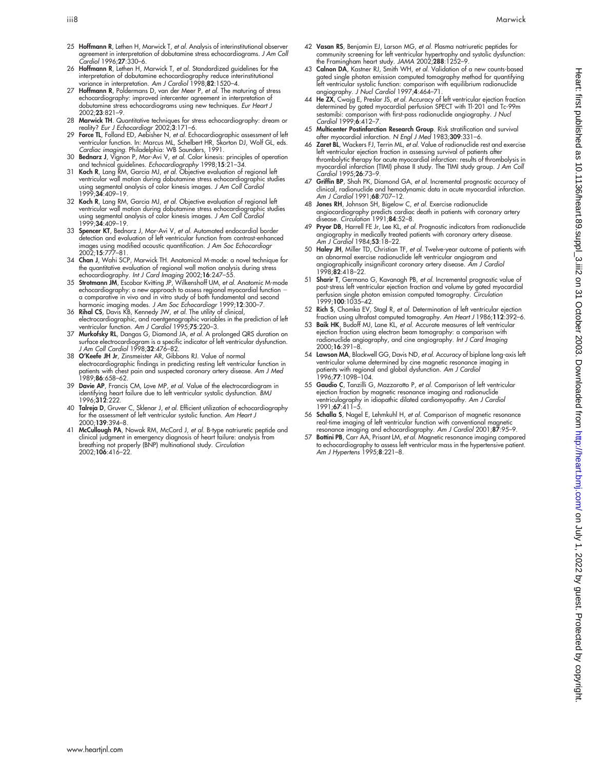25 **Hoffmann R**, Lethen H, Marwick T, *et al*. Analysis of interinstitutional observer agreement in interpretation of dobutamine stress echocardiograms. *J Am Coll Cardiol* 1996;**27**:330–6.

26 **Hoffmann R**, Lethen H, Marwick T, *et al*. Standardized guidelines for the interpretation of dobutamine echocardiography reduce interinstitutional variance in interpretation. *Am J Cardiol* 1998;**82**:1520–4.

27 **Hoffmann R**, Poldermans D, van der Meer P, *et al*. The maturing of stress echocardiography: improved intercenter agreement in interpretation of dobutamine stress echocardiograms using new techniques. *Eur Heart J* 2002;**23**:821–9.

28 **Marwick TH**. Quantitative techniques for stress echocardiography: dream or reality? *Eur J Echocardiogr* 2002;**3**:171–6.

29 **Force TL**, Folland ED, Aebisher N, *et al*. Echocardiographic assessment of left ventricular function. In: Marcus ML, Schelbert HR, Skorton DJ, Wolf GL, eds. *Cardiac imaging*. Philadelphia: WB Saunders, 1991.

30 **Bednarz J**, Vignon P, Mor-Avi V, *et al*. Color kinesis: principles of operation and technical guidelines. *Echocardiography* 1998;**15**:21–34.

31 **Koch R**, Lang RM, Garcia MJ, *et al*. Objective evaluation of regional left ventricular wall motion during dobutamine stress echocardiographic studies using segmental analysis of color kinesis images. *J Am Coll Cardiol* 1999;**34**:409–19.

32 **Koch R**, Lang RM, Garcia MJ, *et al*. Objective evaluation of regional left ventricular wall motion during dobutamine stress echocardiographic studies using segmental analysis of color kinesis images. *J Am Coll Cardiol* 1999;**34**:409–19.

33 **Spencer KT**, Bednarz J, Mor-Avi V, *et al*. Automated endocardial border detection and evaluation of left ventricular function from contrast-enhanced images using modified acoustic quantification. *J Am Soc Echocardiogr* 2002;**15**:777–81.

34 **Chan J**, Wahi SCP, Marwick TH. Anatomical M-mode: a novel technique for the quantitative evaluation of regional wall motion analysis during stress echocardiography. *Int J Card Imaging* 2002;**16**:247–55.

35 **Strotmann JM**, Escobar Kvitting JP, Wilkenshoff UM, *et al*. Anatomic M-mode echocardiography: a new approach to assess regional myocardial function – a comparative in vivo and in vitro study of both fundamental and second harmonic imaging modes. *J Am Soc Echocardiogr* 1999;**12**:300–7.

36 **Rihal CS**, Davis KB, Kennedy JW, *et al*. The utility of clinical, electrocardiographic, and roentgenographic variables in the prediction of left ventricular function. *Am J Cardiol* 1995;**75**:220–3.

37 **Murkofsky RL**, Dangas G, Diamond JA, *et al*. A prolonged QRS duration on surface electrocardiogram is a specific indicator of left ventricular dysfunction. *J Am Coll Cardiol* 1998;**32**:476–82.

38 **O'Keefe JH Jr**, Zinsmeister AR, Gibbons RJ. Value of normal electrocardiographic findings in predicting resting left ventricular function in patients with chest pain and suspected coronary artery disease. *Am J Med* 1989;**86**:658–62.

39 **Davie AP**, Francis CM, Love MP, *et al*. Value of the electrocardiogram in identifying heart failure due to left ventricular systolic dysfunction. *BMJ* 1996;**312**:222.

40 **Talreja D**, Gruver C, Sklenar J, *et al*. Efficient utilization of echocardiography for the assessment of left ventricular systolic function. *Am Heart J* 2000;**139**:394–8.

41 **McCullough PA**, Nowak RM, McCord J, *et al*. B-type natriuretic peptide and clinical judgment in emergency diagnosis of heart failure: analysis from breathing not properly (BNP) multinational study. *Circulation* 2002;**106**:416–22.

42 **Vasan RS**, Benjamin EJ, Larson MG, *et al*. Plasma natriuretic peptides for community screening for left ventricular hypertrophy and systolic dysfunction: the Framingham heart study. *JAMA* 2002;**288**:1252–9.

43 **Calnon DA**, Kastner RJ, Smith WH, *et al*. Validation of a new counts-based gated single photon emission computed tomography method for quantifying left ventricular systolic function: comparison with equilibrium radionuclide angiography. *J Nucl Cardiol* 1997;**4**:464–71.

44 **He ZX**, Cwajg E, Preslar JS, *et al*. Accuracy of left ventricular ejection fraction determined by gated myocardial perfusion SPECT with Tl-201 and Tc-99m sestamibi: comparison with first-pass radionuclide angiography. *J Nucl Cardiol* 1999;**6**:412–7.

45 **Multicenter Postinfarction Research Group**. Risk stratification and survival after myocardial infarction. *N Engl J Med* 1983;**309**:331–6.

46 **Zaret BL**, Wackers FJ, Terrin ML, *et al*. Value of radionuclide rest and exercise left ventricular ejection fraction in assessing survival of patients after thrombolytic therapy for acute myocardial infarction: results of thrombolysis in myocardial infarction (TIMI) phase II study. The TIMI study group. *J Am Coll Cardiol* 1995;**26**:73–9.

47 **Griffin BP**, Shah PK, Diamond GA, *et al*. Incremental prognostic accuracy of clinical, radionuclide and hemodynamic data in acute myocardial infarction. *Am J Cardiol* 1991;**68**:707–12.

48 **Jones RH**, Johnson SH, Bigelow C, *et al*. Exercise radionuclide angiocardiography predicts cardiac death in patients with coronary artery disease. *Circulation* 1991;**84**:52–8.

49 **Pryor DB**, Harrell FE Jr, Lee KL, *et al*. Prognostic indicators from radionuclide angiography in medically treated patients with coronary artery disease. *Am J Cardiol* 1984;**53**:18–22.

50 **Haley JH**, Miller TD, Christian TF, *et al*. Twelve-year outcome of patients with an abnormal exercise radionuclide left ventricular angiogram and angiographically insignificant coronary artery disease. *Am J Cardiol* 1998;**82**:418–22.

51 **Sharir T**, Germano G, Kavanagh PB, *et al*. Incremental prognostic value of post-stress left ventricular ejection fraction and volume by gated myocardial perfusion single photon emission computed tomography. *Circulation* 1999;**100**:1035–42.

52 **Rich S**, Chomka EV, Stagl R, *et al*. Determination of left ventricular ejection fraction using ultrafast computed tomography. *Am Heart J* 1986;**112**:392–6.

53 **Baik HK**, Budoff MJ, Lane KL, *et al*. Accurate measures of left ventricular ejection fraction using electron beam tomography: a comparison with radionuclide angiography, and cine angiography. *Int J Card Imaging* 2000;**16**:391–8.

54 **Lawson MA**, Blackwell GG, Davis ND, *et al*. Accuracy of biplane long-axis left ventricular volume determined by cine magnetic resonance imaging in patients with regional and global dysfunction. *Am J Cardiol* 1996;**77**:1098–104.

55 **Gaudio C**, Tanzilli G, Mazzarotto P, *et al*. Comparison of left ventricular ejection fraction by magnetic resonance imaging and radionuclide ventriculography in idiopathic dilated cardiomyopathy. *Am J Cardiol* 1991;**67**:411–5.

56 **Schalla S**, Nagel E, Lehmkuhl H, *et al*. Comparison of magnetic resonance real-time imaging of left ventricular function with conventional magnetic resonance imaging and echocardiography. *Am J Cardiol* 2001;**87**:95–9.

57 **Bottini PB**, Carr AA, Prisant LM, *et al*. Magnetic resonance imaging compared to echocardiography to assess left ventricular mass in the hypertensive patient. *Am J Hypertens* 1995;**8**:221–8.